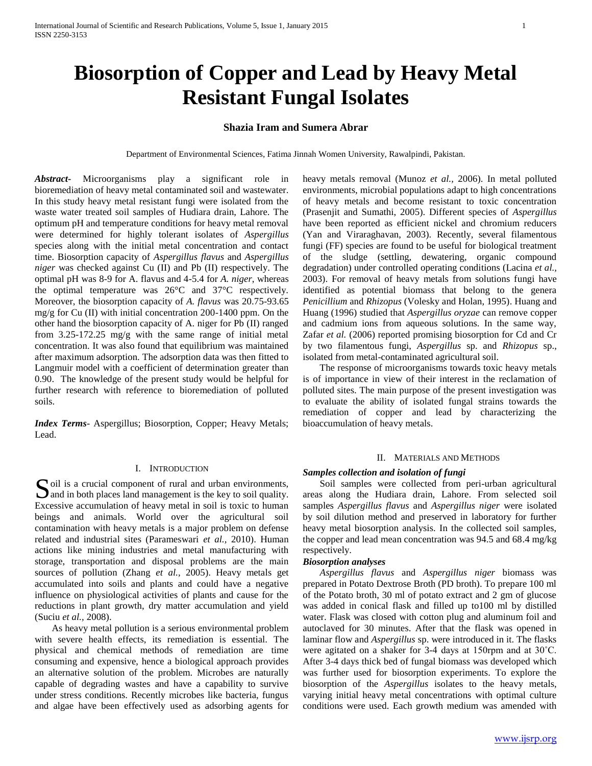# Biosorption of Copper and Lead by Heavy Metal Resistant Fungal Isolates

**Shazia Iram and Sumera Abrar**

Department of Environmental Sciences, Fatima Jinnah Women University, Rawalpindi, Pakistan.

***Abstract***- Microorganisms play a significant role in bioremediation of heavy metal contaminated soil and wastewater. In this study heavy metal resistant fungi were isolated from the waste water treated soil samples of Hudiara drain, Lahore. The optimum pH and temperature conditions for heavy metal removal were determined for highly tolerant isolates of *Aspergillus* species along with the initial metal concentration and contact time. Biosorption capacity of *Aspergillus flavus* and *Aspergillus niger* was checked against Cu (II) and Pb (II) respectively. The optimal pH was 8-9 for A. flavus and 4-5.4 for *A. niger*, whereas the optimal temperature was 26°C and 37°C respectively. Moreover, the biosorption capacity of *A. flavus* was 20.75-93.65 mg/g for Cu (II) with initial concentration 200-1400 ppm. On the other hand the biosorption capacity of A. niger for Pb (II) ranged from 3.25-172.25 mg/g with the same range of initial metal concentration. It was also found that equilibrium was maintained after maximum adsorption. The adsorption data was then fitted to Langmuir model with a coefficient of determination greater than 0.90. The knowledge of the present study would be helpful for further research with reference to bioremediation of polluted soils.

***Index Terms***- Aspergillus; Biosorption, Copper; Heavy Metals; Lead.

## I. Introduction

Soil is a crucial component of rural and urban environments, and in both places land management is the key to soil quality. Excessive accumulation of heavy metal in soil is toxic to human beings and animals. World over the agricultural soil contamination with heavy metals is a major problem on defense related and industrial sites (Parameswari *et al.,* 2010). Human actions like mining industries and metal manufacturing with storage, transportation and disposal problems are the main sources of pollution (Zhang *et al.,* 2005). Heavy metals get accumulated into soils and plants and could have a negative influence on physiological activities of plants and cause for the reductions in plant growth, dry matter accumulation and yield (Suciu *et al.,* 2008).

As heavy metal pollution is a serious environmental problem with severe health effects, its remediation is essential. The physical and chemical methods of remediation are time consuming and expensive, hence a biological approach provides an alternative solution of the problem. Microbes are naturally capable of degrading wastes and have a capability to survive under stress conditions. Recently microbes like bacteria, fungus and algae have been effectively used as adsorbing agents for heavy metals removal (Munoz *et al.,* 2006). In metal polluted environments, microbial populations adapt to high concentrations of heavy metals and become resistant to toxic concentration (Prasenjit and Sumathi, 2005). Different species of *Aspergillus* have been reported as efficient nickel and chromium reducers (Yan and Viraraghavan, 2003). Recently, several filamentous fungi (FF) species are found to be useful for biological treatment of the sludge (settling, dewatering, organic compound degradation) under controlled operating conditions (Lacina *et al.,* 2003). For removal of heavy metals from solutions fungi have identified as potential biomass that belong to the genera *Penicillium* and *Rhizopus* (Volesky and Holan, 1995). Huang and Huang (1996) studied that *Aspergillus oryzae* can remove copper and cadmium ions from aqueous solutions. In the same way, Zafar *et al.* (2006) reported promising biosorption for Cd and Cr by two filamentous fungi, *Aspergillus* sp. and *Rhizopus* sp., isolated from metal-contaminated agricultural soil.

The response of microorganisms towards toxic heavy metals is of importance in view of their interest in the reclamation of polluted sites. The main purpose of the present investigation was to evaluate the ability of isolated fungal strains towards the remediation of copper and lead by characterizing the bioaccumulation of heavy metals.

## II. Materials and Methods

### *Samples collection and isolation of fungi*

Soil samples were collected from peri-urban agricultural areas along the Hudiara drain, Lahore. From selected soil samples *Aspergillus flavus* and *Aspergillus niger* were isolated by soil dilution method and preserved in laboratory for further heavy metal biosorption analysis. In the collected soil samples, the copper and lead mean concentration was 94.5 and 68.4 mg/kg respectively.

### *Biosorption analyses*

*Aspergillus flavus* and *Aspergillus niger* biomass was prepared in Potato Dextrose Broth (PD broth). To prepare 100 ml of the Potato broth, 30 ml of potato extract and 2 gm of glucose was added in conical flask and filled up to100 ml by distilled water. Flask was closed with cotton plug and aluminum foil and autoclaved for 30 minutes. After that the flask was opened in laminar flow and *Aspergillus* sp. were introduced in it. The flasks were agitated on a shaker for 3-4 days at 150rpm and at 30˚C. After 3-4 days thick bed of fungal biomass was developed which was further used for biosorption experiments. To explore the biosorption of the *Aspergillus* isolates to the heavy metals, varying initial heavy metal concentrations with optimal culture conditions were used. Each growth medium was amended with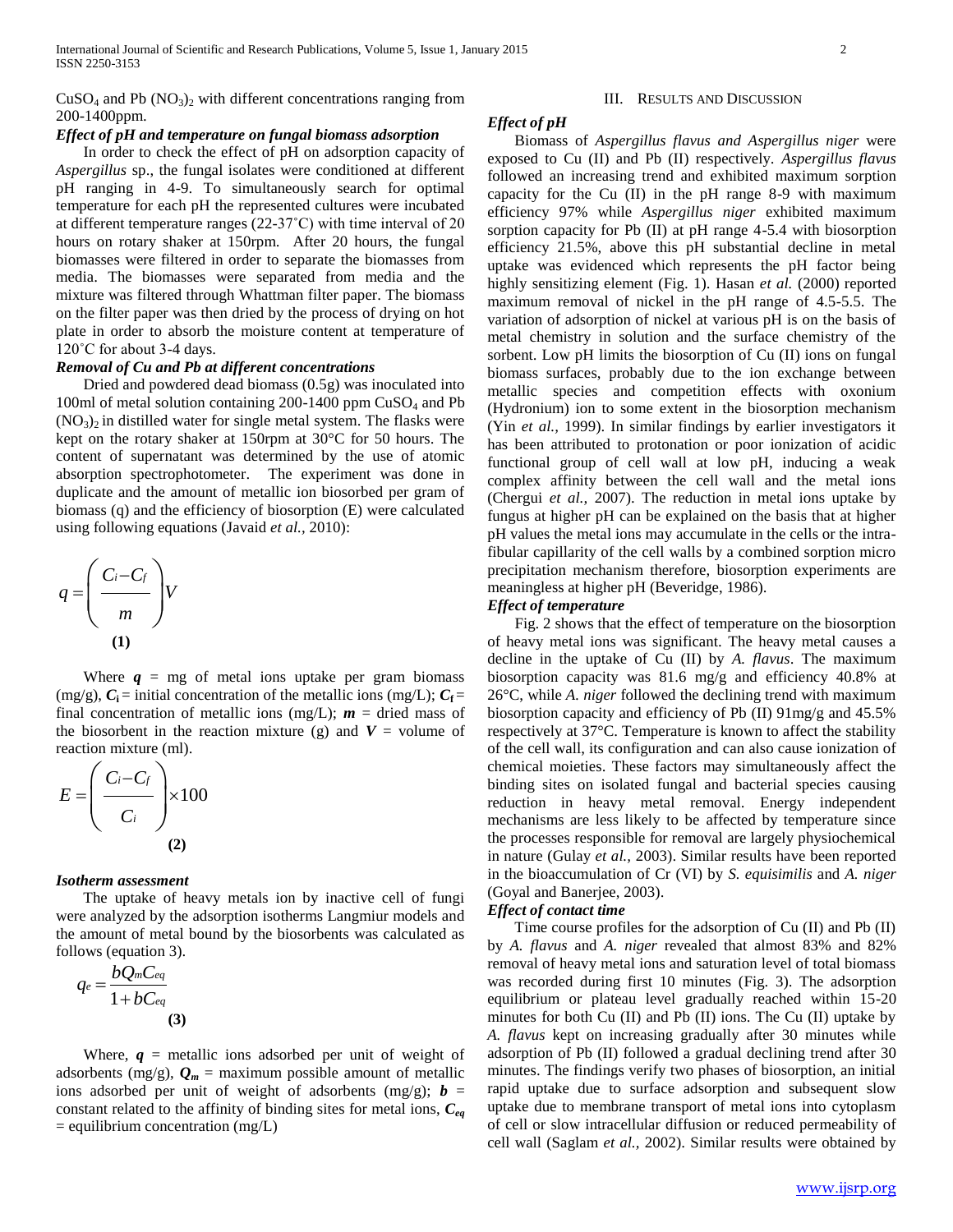$CuSO_4$ and Pb $(NO_3)_2$ with different concentrations ranging from 200-1400ppm.

***Effect of pH and temperature on fungal biomass adsorption***

In order to check the effect of pH on adsorption capacity of *Aspergillus* sp., the fungal isolates were conditioned at different pH ranging in 4-9. To simultaneously search for optimal temperature for each pH the represented cultures were incubated at different temperature ranges (22-37˚C) with time interval of 20 hours on rotary shaker at 150rpm. After 20 hours, the fungal biomasses were filtered in order to separate the biomasses from media. The biomasses were separated from media and the mixture was filtered through Whattman filter paper. The biomass on the filter paper was then dried by the process of drying on hot plate in order to absorb the moisture content at temperature of 120˚C for about 3-4 days.

***Removal of Cu and Pb at different concentrations***

Dried and powdered dead biomass (0.5g) was inoculated into 100ml of metal solution containing 200-1400 ppm $CuSO_4$ and Pb $(NO_3)_2$ in distilled water for single metal system. The flasks were kept on the rotary shaker at 150rpm at 30°C for 50 hours. The content of supernatant was determined by the use of atomic absorption spectrophotometer. The experiment was done in duplicate and the amount of metallic ion biosorbed per gram of biomass (q) and the efficiency of biosorption (E) were calculated using following equations (Javaid *et al.,* 2010):

$$q = \left( \frac{C_i - C_f}{m} \right) V \quad \textbf{(1)}$$

Where $q$ = mg of metal ions uptake per gram biomass (mg/g), $C_i$ = initial concentration of the metallic ions (mg/L); $C_f$ = final concentration of metallic ions (mg/L); $m$ = dried mass of the biosorbent in the reaction mixture (g) and $V$ = volume of reaction mixture (ml).

$$E = \left( \frac{C_i - C_f}{C_i} \right) \times 100 \quad \textbf{(2)}$$

***Isotherm assessment***

The uptake of heavy metals ion by inactive cell of fungi were analyzed by the adsorption isotherms Langmiur models and the amount of metal bound by the biosorbents was calculated as follows (equation 3).

$$q_e = \frac{bQ_m C_{eq}}{1 + bC_{eq}} \quad \textbf{(3)}$$

Where, $q$ = metallic ions adsorbed per unit of weight of adsorbents (mg/g), $Q_m$ = maximum possible amount of metallic ions adsorbed per unit of weight of adsorbents (mg/g); $b$ = constant related to the affinity of binding sites for metal ions, $C_{eq}$ = equilibrium concentration (mg/L)

## III. Results and Discussion

***Effect of pH***

Biomass of *Aspergillus flavus and Aspergillus niger* were exposed to Cu (II) and Pb (II) respectively. *Aspergillus flavus* followed an increasing trend and exhibited maximum sorption capacity for the Cu (II) in the pH range 8-9 with maximum efficiency 97% while *Aspergillus niger* exhibited maximum sorption capacity for Pb (II) at pH range 4-5.4 with biosorption efficiency 21.5%, above this pH substantial decline in metal uptake was evidenced which represents the pH factor being highly sensitizing element (Fig. 1). Hasan *et al.* (2000) reported maximum removal of nickel in the pH range of 4.5-5.5. The variation of adsorption of nickel at various pH is on the basis of metal chemistry in solution and the surface chemistry of the sorbent. Low pH limits the biosorption of Cu (II) ions on fungal biomass surfaces, probably due to the ion exchange between metallic species and competition effects with oxonium (Hydronium) ion to some extent in the biosorption mechanism (Yin *et al.,* 1999). In similar findings by earlier investigators it has been attributed to protonation or poor ionization of acidic functional group of cell wall at low pH, inducing a weak complex affinity between the cell wall and the metal ions (Chergui *et al.,* 2007). The reduction in metal ions uptake by fungus at higher pH can be explained on the basis that at higher pH values the metal ions may accumulate in the cells or the intra-fibular capillarity of the cell walls by a combined sorption micro precipitation mechanism therefore, biosorption experiments are meaningless at higher pH (Beveridge, 1986).

***Effect of temperature***

Fig. 2 shows that the effect of temperature on the biosorption of heavy metal ions was significant. The heavy metal causes a decline in the uptake of Cu (II) by *A. flavus*. The maximum biosorption capacity was 81.6 mg/g and efficiency 40.8% at 26°C, while *A. niger* followed the declining trend with maximum biosorption capacity and efficiency of Pb (II) 91mg/g and 45.5% respectively at 37°C. Temperature is known to affect the stability of the cell wall, its configuration and can also cause ionization of chemical moieties. These factors may simultaneously affect the binding sites on isolated fungal and bacterial species causing reduction in heavy metal removal. Energy independent mechanisms are less likely to be affected by temperature since the processes responsible for removal are largely physiochemical in nature (Gulay *et al.,* 2003). Similar results have been reported in the bioaccumulation of Cr (VI) by *S. equisimilis* and *A. niger* (Goyal and Banerjee, 2003).

***Effect of contact time***

Time course profiles for the adsorption of Cu (II) and Pb (II) by *A. flavus* and *A. niger* revealed that almost 83% and 82% removal of heavy metal ions and saturation level of total biomass was recorded during first 10 minutes (Fig. 3). The adsorption equilibrium or plateau level gradually reached within 15-20 minutes for both Cu (II) and Pb (II) ions. The Cu (II) uptake by *A. flavus* kept on increasing gradually after 30 minutes while adsorption of Pb (II) followed a gradual declining trend after 30 minutes. The findings verify two phases of biosorption, an initial rapid uptake due to surface adsorption and subsequent slow uptake due to membrane transport of metal ions into cytoplasm of cell or slow intracellular diffusion or reduced permeability of cell wall (Saglam *et al.,* 2002). Similar results were obtained by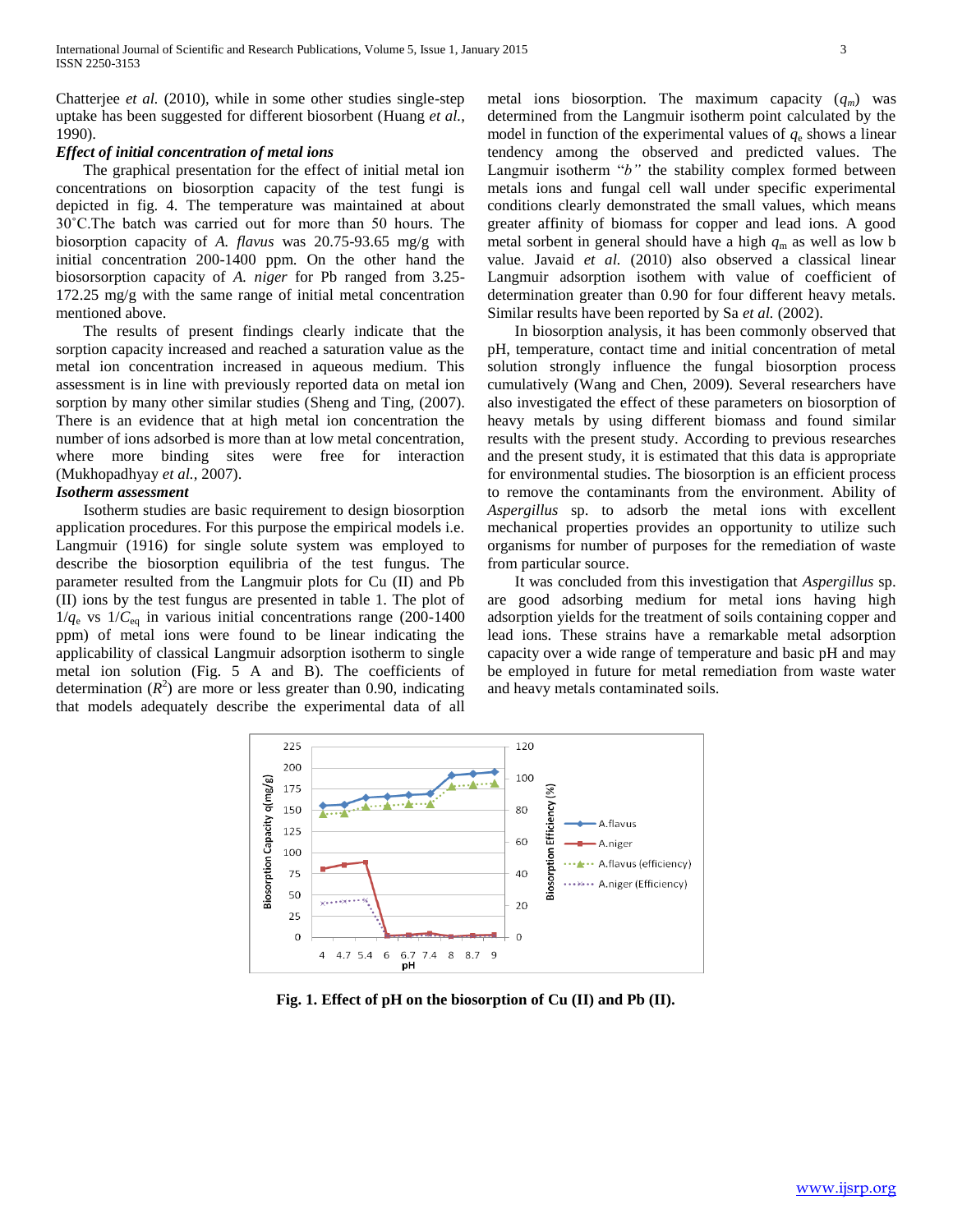Chatterjee *et al.* (2010), while in some other studies single-step uptake has been suggested for different biosorbent (Huang *et al.*, 1990).

### *Effect of initial concentration of metal ions*

The graphical presentation for the effect of initial metal ion concentrations on biosorption capacity of the test fungi is depicted in fig. 4. The temperature was maintained at about 30˚C.The batch was carried out for more than 50 hours. The biosorption capacity of *A. flavus* was 20.75-93.65 mg/g with initial concentration 200-1400 ppm. On the other hand the biosorsorption capacity of *A. niger* for Pb ranged from 3.25-172.25 mg/g with the same range of initial metal concentration mentioned above.

The results of present findings clearly indicate that the sorption capacity increased and reached a saturation value as the metal ion concentration increased in aqueous medium. This assessment is in line with previously reported data on metal ion sorption by many other similar studies (Sheng and Ting, (2007). There is an evidence that at high metal ion concentration the number of ions adsorbed is more than at low metal concentration, where more binding sites were free for interaction (Mukhopadhyay *et al.*, 2007).

### *Isotherm assessment*

Isotherm studies are basic requirement to design biosorption application procedures. For this purpose the empirical models i.e. Langmuir (1916) for single solute system was employed to describe the biosorption equilibria of the test fungus. The parameter resulted from the Langmuir plots for Cu (II) and Pb (II) ions by the test fungus are presented in table 1. The plot of $1/q_e$ vs $1/C_{eq}$ in various initial concentrations range (200-1400 ppm) of metal ions were found to be linear indicating the applicability of classical Langmuir adsorption isotherm to single metal ion solution (Fig. 5 A and B). The coefficients of determination ($R^2$) are more or less greater than 0.90, indicating that models adequately describe the experimental data of all metal ions biosorption. The maximum capacity ($q_m$) was determined from the Langmuir isotherm point calculated by the model in function of the experimental values of $q_e$ shows a linear tendency among the observed and predicted values. The Langmuir isotherm "*b"* the stability complex formed between metals ions and fungal cell wall under specific experimental conditions clearly demonstrated the small values, which means greater affinity of biomass for copper and lead ions. A good metal sorbent in general should have a high $q_m$ as well as low b value. Javaid *et al.* (2010) also observed a classical linear Langmuir adsorption isothem with value of coefficient of determination greater than 0.90 for four different heavy metals. Similar results have been reported by Sa *et al.* (2002).

In biosorption analysis, it has been commonly observed that pH, temperature, contact time and initial concentration of metal solution strongly influence the fungal biosorption process cumulatively (Wang and Chen, 2009). Several researchers have also investigated the effect of these parameters on biosorption of heavy metals by using different biomass and found similar results with the present study. According to previous researches and the present study, it is estimated that this data is appropriate for environmental studies. The biosorption is an efficient process to remove the contaminants from the environment. Ability of *Aspergillus* sp. to adsorb the metal ions with excellent mechanical properties provides an opportunity to utilize such organisms for number of purposes for the remediation of waste from particular source.

It was concluded from this investigation that *Aspergillus* sp. are good adsorbing medium for metal ions having high adsorption yields for the treatment of soils containing copper and lead ions. These strains have a remarkable metal adsorption capacity over a wide range of temperature and basic pH and may be employed in future for metal remediation from waste water and heavy metals contaminated soils.

**Fig. 1. Effect of pH on the biosorption of Cu (II) and Pb (II).**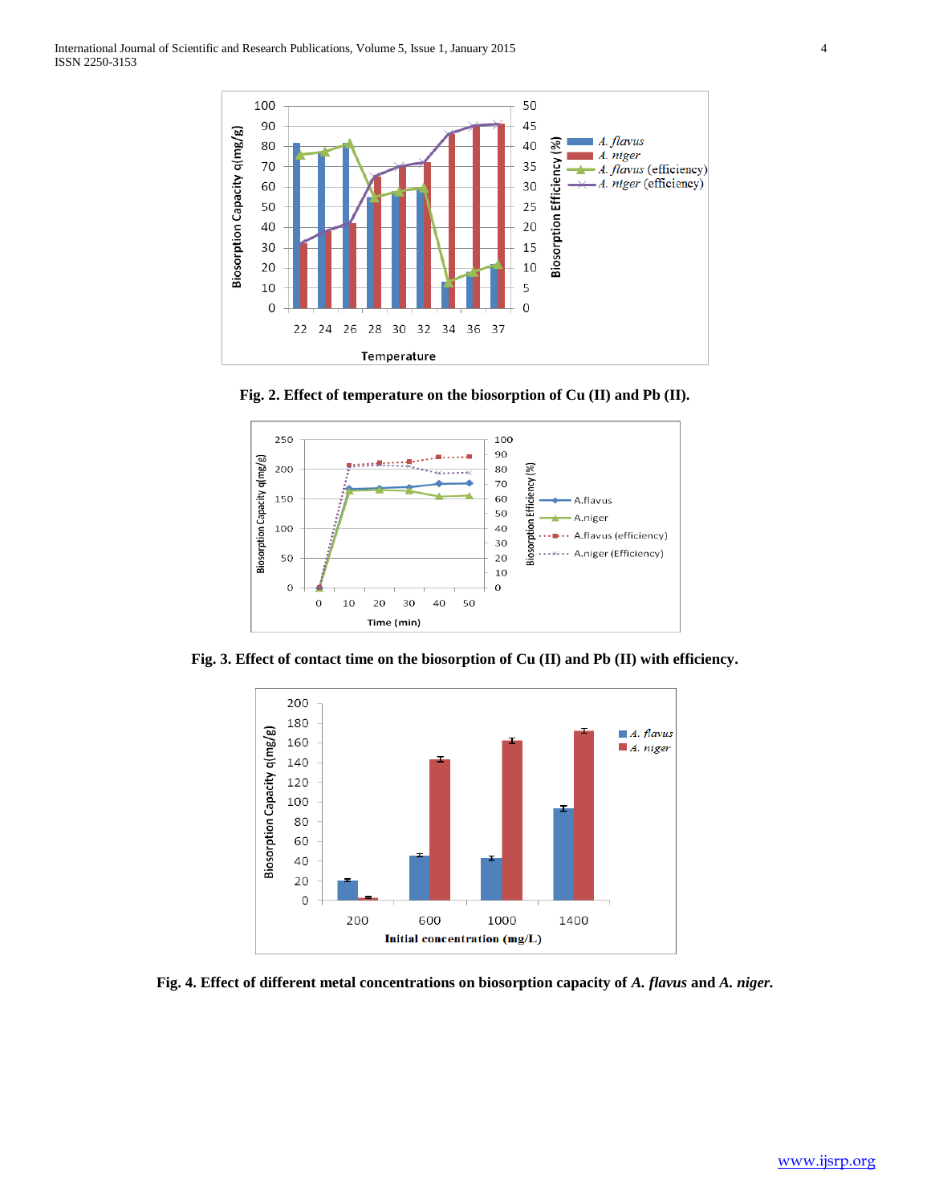Fig. 2. Effect of temperature on the biosorption of Cu (II) and Pb (II).

Fig. 3. Effect of contact time on the biosorption of Cu (II) and Pb (II) with efficiency.

Fig. 4. Effect of different metal concentrations on biosorption capacity of *A. flavus* and *A. niger*.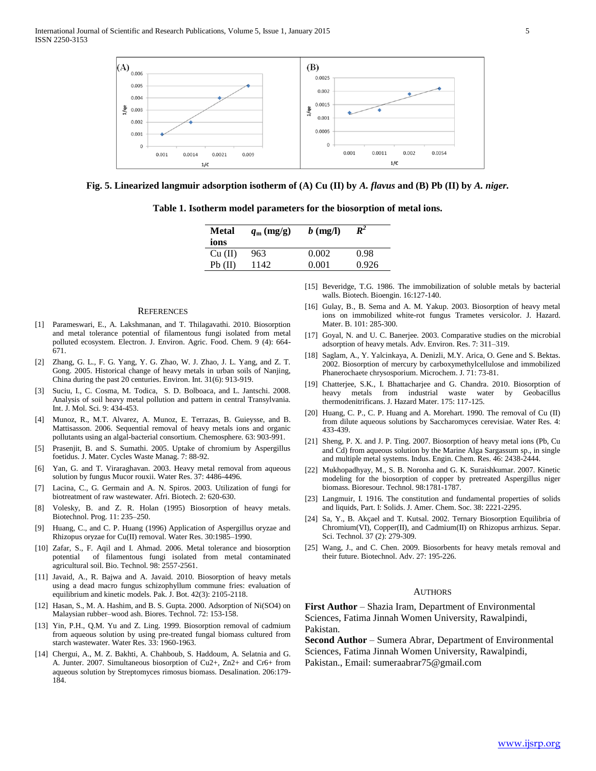(A)

0.006
0.005
0.004
0.003
0.002
0.001
0

1/qe

0.001 0.0014 0.0021 0.009

1/C

(B)

0.0025
0.002
0.0015
0.001
0.0005
0

1/qe

0.001 0.0011 0.002 0.0054

1/C

**Fig. 5. Linearized langmuir adsorption isotherm of (A) Cu (II) by *A. flavus* and (B) Pb (II) by *A. niger.***

**Table 1. Isotherm model parameters for the biosorption of metal ions.**

| Metal ions | $q_m$ (mg/g) | $b$ (mg/l) | $R^2$ |
|---|---|---|---|
| Cu (II) | 963 | 0.002 | 0.98 |
| Pb (II) | 1142 | 0.001 | 0.926 |

## REFERENCES

[1] Parameswari, E., A. Lakshmanan, and T. Thilagavathi. 2010. Biosorption and metal tolerance potential of filamentous fungi isolated from metal polluted ecosystem. Electron. J. Environ. Agric. Food. Chem. 9 (4): 664-671.

[2] Zhang, G. L., F. G. Yang, Y. G. Zhao, W. J. Zhao, J. L. Yang, and Z. T. Gong. 2005. Historical change of heavy metals in urban soils of Nanjing, China during the past 20 centuries. Environ. Int. 31(6): 913-919.

[3] Suciu, I., C. Cosma, M. Todica, S. D. Bolboaca, and L. Jantschi. 2008. Analysis of soil heavy metal pollution and pattern in central Transylvania. Int. J. Mol. Sci. 9: 434-453.

[4] Munoz, R., M.T. Alvarez, A. Munoz, E. Terrazas, B. Guieysse, and B. Mattisasson. 2006. Sequential removal of heavy metals ions and organic pollutants using an algal-bacterial consortium. Chemosphere. 63: 903-991.

[5] Prasenjit, B. and S. Sumathi. 2005. Uptake of chromium by Aspergillus foetidus. J. Mater. Cycles Waste Manag. 7: 88-92.

[6] Yan, G. and T. Viraraghavan. 2003. Heavy metal removal from aqueous solution by fungus Mucor rouxii. Water Res. 37: 4486-4496.

[7] Lacina, C., G. Germain and A. N. Spiros. 2003. Utilization of fungi for biotreatment of raw wastewater. Afri. Biotech. 2: 620-630.

[8] Volesky, B. and Z. R. Holan (1995) Biosorption of heavy metals. Biotechnol. Prog. 11: 235–250.

[9] Huang, C., and C. P. Huang (1996) Application of Aspergillus oryzae and Rhizopus oryzae for Cu(II) removal. Water Res. 30:1985–1990.

[10] Zafar, S., F. Aqil and I. Ahmad. 2006. Metal tolerance and biosorption potential of filamentous fungi isolated from metal contaminated agricultural soil. Bio. Technol. 98: 2557-2561.

[11] Javaid, A., R. Bajwa and A. Javaid. 2010. Biosorption of heavy metals using a dead macro fungus schizophyllum commune fries: evaluation of equilibrium and kinetic models. Pak. J. Bot. 42(3): 2105-2118.

[12] Hasan, S., M. A. Hashim, and B. S. Gupta. 2000. Adsorption of Ni(SO4) on Malaysian rubber–wood ash. Biores. Technol. 72: 153-158.

[13] Yin, P.H., Q.M. Yu and Z. Ling. 1999. Biosorption removal of cadmium from aqueous solution by using pre-treated fungal biomass cultured from starch wastewater. Water Res. 33: 1960-1963.

[14] Chergui, A., M. Z. Bakhti, A. Chahboub, S. Haddoum, A. Selatnia and G. A. Junter. 2007. Simultaneous biosorption of Cu2+, Zn2+ and Cr6+ from aqueous solution by Streptomyces rimosus biomass. Desalination. 206:179-184.

[15] Beveridge, T.G. 1986. The immobilization of soluble metals by bacterial walls. Biotech. Bioengin. 16:127-140.

[16] Gulay, B., B. Sema and A. M. Yakup. 2003. Biosorption of heavy metal ions on immobilized white-rot fungus Trametes versicolor. J. Hazard. Mater. B. 101: 285-300.

[17] Goyal, N. and U. C. Banerjee. 2003. Comparative studies on the microbial adsorption of heavy metals. Adv. Environ. Res. 7: 311–319.

[18] Saglam, A., Y. Yalcinkaya, A. Denizli, M.Y. Arica, O. Gene and S. Bektas. 2002. Biosorption of mercury by carboxymethylcellulose and immobilized Phanerochaete chrysosporium. Microchem. J. 71: 73-81.

[19] Chatterjee, S.K., I. Bhattacharjee and G. Chandra. 2010. Biosorption of heavy metals from industrial waste water by Geobacillus thermodenitrificans. J. Hazard Mater. 175: 117-125.

[20] Huang, C. P., C. P. Huang and A. Morehart. 1990. The removal of Cu (II) from dilute aqueous solutions by Saccharomyces cerevisiae. Water Res. 4: 433-439.

[21] Sheng, P. X. and J. P. Ting. 2007. Biosorption of heavy metal ions (Pb, Cu and Cd) from aqueous solution by the Marine Alga Sargassum sp., in single and multiple metal systems. Indus. Engin. Chem. Res. 46: 2438-2444.

[22] Mukhopadhyay, M., S. B. Noronha and G. K. Suraishkumar. 2007. Kinetic modeling for the biosorption of copper by pretreated Aspergillus niger biomass. Bioresour. Technol. 98:1781-1787.

[23] Langmuir, I. 1916. The constitution and fundamental properties of solids and liquids, Part. I: Solids. J. Amer. Chem. Soc. 38: 2221-2295.

[24] Sa, Y., B. Akçael and T. Kutsal. 2002. Ternary Biosorption Equilibria of Chromium(VI), Copper(II), and Cadmium(II) on Rhizopus arrhizus. Separ. Sci. Technol. 37 (2): 279-309.

[25] Wang, J., and C. Chen. 2009. Biosorbents for heavy metals removal and their future. Biotechnol. Adv. 27: 195-226.

## AUTHORS

**First Author** – Shazia Iram, Department of Environmental Sciences, Fatima Jinnah Women University, Rawalpindi, Pakistan.

**Second Author** – Sumera Abrar, Department of Environmental Sciences, Fatima Jinnah Women University, Rawalpindi, Pakistan., Email: sumeraabrar75@gmail.com